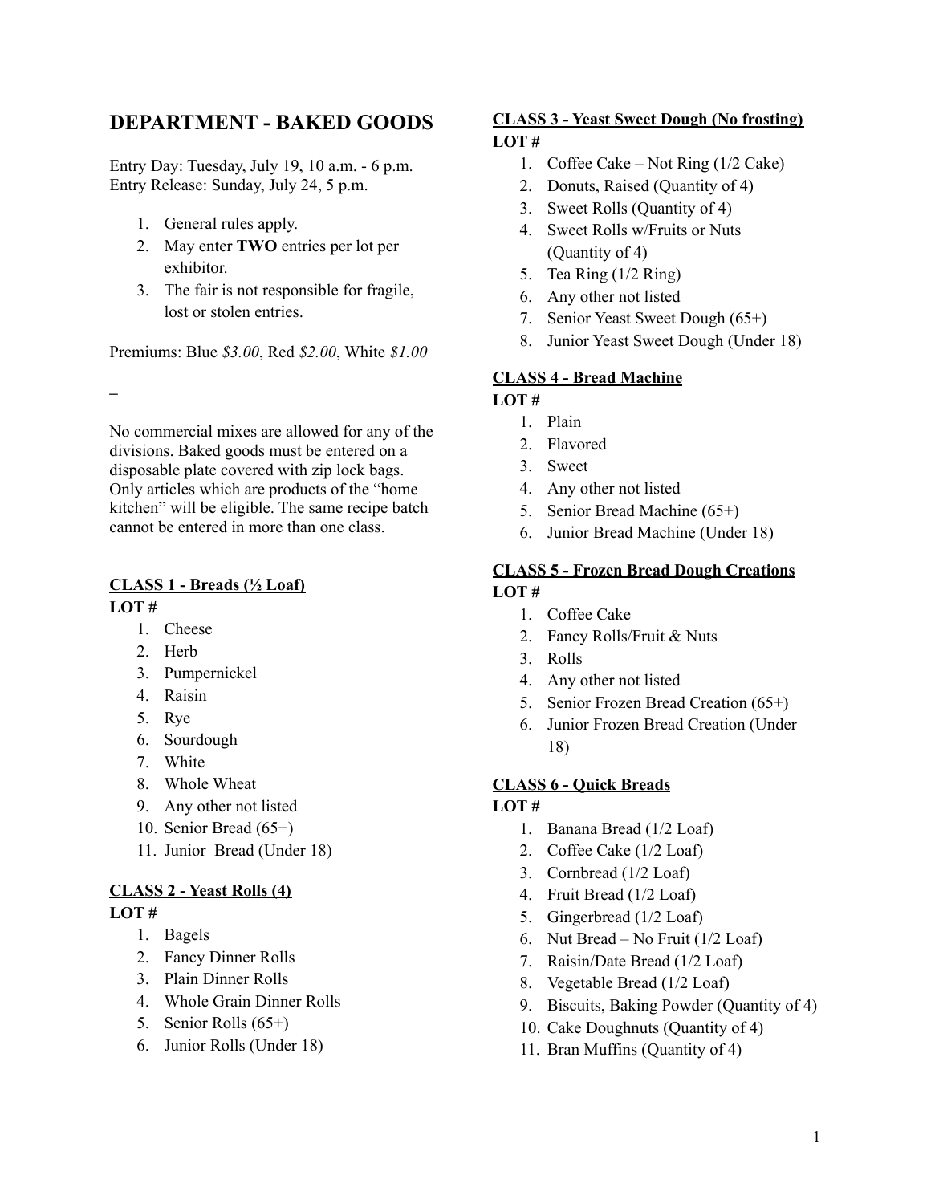# DEPARTMENT - BAKED GOODS

Entry Day: Tuesday, July 19, 10 a.m. - 6 p.m.
Entry Release: Sunday, July 24, 5 p.m.

1. General rules apply.
2. May enter **TWO** entries per lot per exhibitor.
3. The fair is not responsible for fragile, lost or stolen entries.

Premiums: Blue *$3.00*, Red *$2.00*, White *$1.00*

_

No commercial mixes are allowed for any of the divisions. Baked goods must be entered on a disposable plate covered with zip lock bags. Only articles which are products of the "home kitchen" will be eligible. The same recipe batch cannot be entered in more than one class.

### CLASS 1 - Breads (½ Loaf)

**LOT #**

1. Cheese
2. Herb
3. Pumpernickel
4. Raisin
5. Rye
6. Sourdough
7. White
8. Whole Wheat
9. Any other not listed
10. Senior Bread (65+)
11. Junior Bread (Under 18)

### CLASS 2 - Yeast Rolls (4)

**LOT #**

1. Bagels
2. Fancy Dinner Rolls
3. Plain Dinner Rolls
4. Whole Grain Dinner Rolls
5. Senior Rolls (65+)
6. Junior Rolls (Under 18)

### CLASS 3 - Yeast Sweet Dough (No frosting)

**LOT #**

1. Coffee Cake – Not Ring (1/2 Cake)
2. Donuts, Raised (Quantity of 4)
3. Sweet Rolls (Quantity of 4)
4. Sweet Rolls w/Fruits or Nuts (Quantity of 4)
5. Tea Ring (1/2 Ring)
6. Any other not listed
7. Senior Yeast Sweet Dough (65+)
8. Junior Yeast Sweet Dough (Under 18)

### CLASS 4 - Bread Machine

**LOT #**

1. Plain
2. Flavored
3. Sweet
4. Any other not listed
5. Senior Bread Machine (65+)
6. Junior Bread Machine (Under 18)

### CLASS 5 - Frozen Bread Dough Creations

**LOT #**

1. Coffee Cake
2. Fancy Rolls/Fruit & Nuts
3. Rolls
4. Any other not listed
5. Senior Frozen Bread Creation (65+)
6. Junior Frozen Bread Creation (Under 18)

### CLASS 6 - Quick Breads

**LOT #**

1. Banana Bread (1/2 Loaf)
2. Coffee Cake (1/2 Loaf)
3. Cornbread (1/2 Loaf)
4. Fruit Bread (1/2 Loaf)
5. Gingerbread (1/2 Loaf)
6. Nut Bread – No Fruit (1/2 Loaf)
7. Raisin/Date Bread (1/2 Loaf)
8. Vegetable Bread (1/2 Loaf)
9. Biscuits, Baking Powder (Quantity of 4)
10. Cake Doughnuts (Quantity of 4)
11. Bran Muffins (Quantity of 4)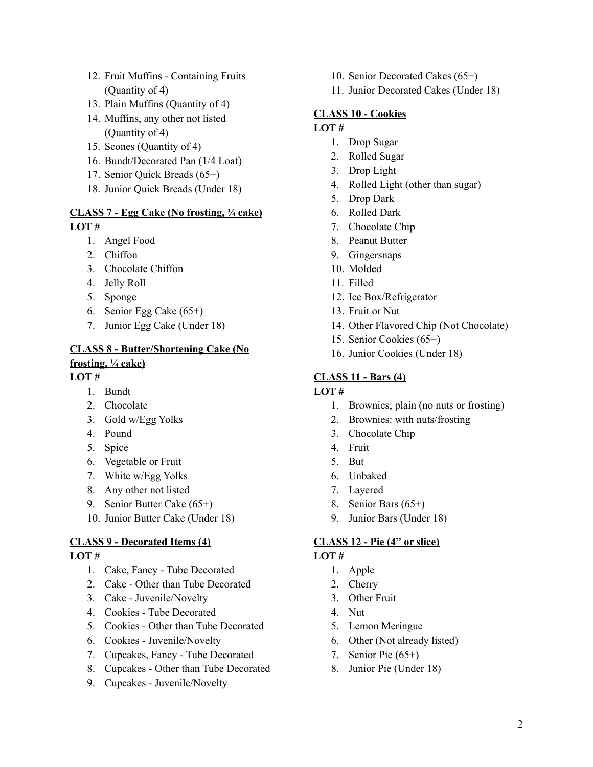12. Fruit Muffins - Containing Fruits (Quantity of 4)
13. Plain Muffins (Quantity of 4)
14. Muffins, any other not listed (Quantity of 4)
15. Scones (Quantity of 4)
16. Bundt/Decorated Pan (1/4 Loaf)
17. Senior Quick Breads (65+)
18. Junior Quick Breads (Under 18)

**CLASS 7 - Egg Cake (No frosting, ¼ cake)**

**LOT #**

1. Angel Food
2. Chiffon
3. Chocolate Chiffon
4. Jelly Roll
5. Sponge
6. Senior Egg Cake (65+)
7. Junior Egg Cake (Under 18)

**CLASS 8 - Butter/Shortening Cake (No frosting, ¼ cake)**

**LOT #**

1. Bundt
2. Chocolate
3. Gold w/Egg Yolks
4. Pound
5. Spice
6. Vegetable or Fruit
7. White w/Egg Yolks
8. Any other not listed
9. Senior Butter Cake (65+)
10. Junior Butter Cake (Under 18)

**CLASS 9 - Decorated Items (4)**

**LOT #**

1. Cake, Fancy - Tube Decorated
2. Cake - Other than Tube Decorated
3. Cake - Juvenile/Novelty
4. Cookies - Tube Decorated
5. Cookies - Other than Tube Decorated
6. Cookies - Juvenile/Novelty
7. Cupcakes, Fancy - Tube Decorated
8. Cupcakes - Other than Tube Decorated
9. Cupcakes - Juvenile/Novelty
10. Senior Decorated Cakes (65+)
11. Junior Decorated Cakes (Under 18)

**CLASS 10 - Cookies**

**LOT #**

1. Drop Sugar
2. Rolled Sugar
3. Drop Light
4. Rolled Light (other than sugar)
5. Drop Dark
6. Rolled Dark
7. Chocolate Chip
8. Peanut Butter
9. Gingersnaps
10. Molded
11. Filled
12. Ice Box/Refrigerator
13. Fruit or Nut
14. Other Flavored Chip (Not Chocolate)
15. Senior Cookies (65+)
16. Junior Cookies (Under 18)

**CLASS 11 - Bars (4)**

**LOT #**

1. Brownies; plain (no nuts or frosting)
2. Brownies: with nuts/frosting
3. Chocolate Chip
4. Fruit
5. But
6. Unbaked
7. Layered
8. Senior Bars (65+)
9. Junior Bars (Under 18)

**CLASS 12 - Pie (4" or slice)**

**LOT #**

1. Apple
2. Cherry
3. Other Fruit
4. Nut
5. Lemon Meringue
6. Other (Not already listed)
7. Senior Pie (65+)
8. Junior Pie (Under 18)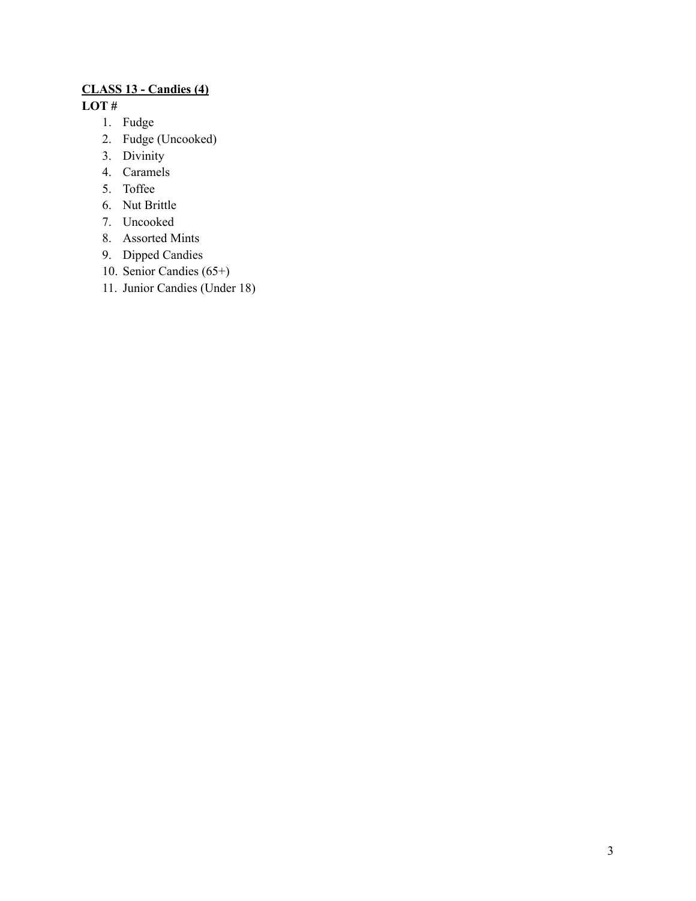**<u>CLASS 13 - Candies (4)</u>**

**LOT #**

1. Fudge
2. Fudge (Uncooked)
3. Divinity
4. Caramels
5. Toffee
6. Nut Brittle
7. Uncooked
8. Assorted Mints
9. Dipped Candies
10. Senior Candies (65+)
11. Junior Candies (Under 18)